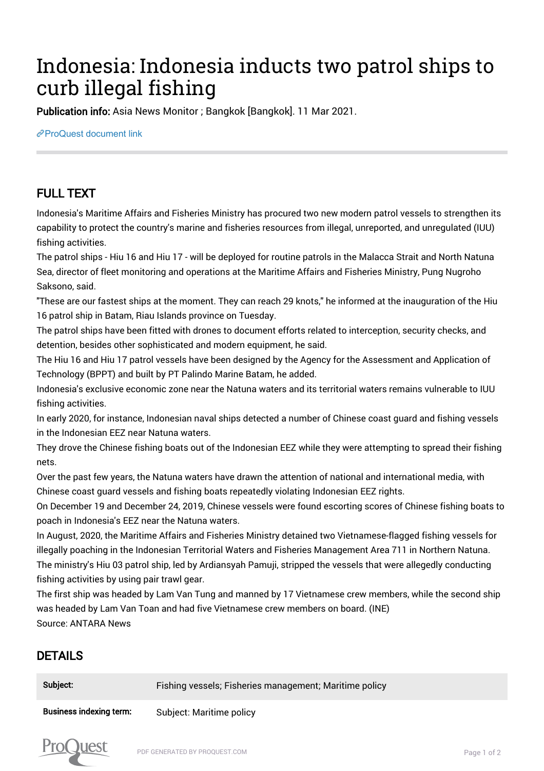# Indonesia: Indonesia inducts two patrol ships to curb illegal fishing

**Publication info:** Asia News Monitor ; Bangkok [Bangkok]. 11 Mar 2021.

ProQuest document link

## FULL TEXT

Indonesia's Maritime Affairs and Fisheries Ministry has procured two new modern patrol vessels to strengthen its capability to protect the country's marine and fisheries resources from illegal, unreported, and unregulated (IUU) fishing activities.

The patrol ships - Hiu 16 and Hiu 17 - will be deployed for routine patrols in the Malacca Strait and North Natuna Sea, director of fleet monitoring and operations at the Maritime Affairs and Fisheries Ministry, Pung Nugroho Saksono, said.

"These are our fastest ships at the moment. They can reach 29 knots," he informed at the inauguration of the Hiu 16 patrol ship in Batam, Riau Islands province on Tuesday.

The patrol ships have been fitted with drones to document efforts related to interception, security checks, and detention, besides other sophisticated and modern equipment, he said.

The Hiu 16 and Hiu 17 patrol vessels have been designed by the Agency for the Assessment and Application of Technology (BPPT) and built by PT Palindo Marine Batam, he added.

Indonesia's exclusive economic zone near the Natuna waters and its territorial waters remains vulnerable to IUU fishing activities.

In early 2020, for instance, Indonesian naval ships detected a number of Chinese coast guard and fishing vessels in the Indonesian EEZ near Natuna waters.

They drove the Chinese fishing boats out of the Indonesian EEZ while they were attempting to spread their fishing nets.

Over the past few years, the Natuna waters have drawn the attention of national and international media, with Chinese coast guard vessels and fishing boats repeatedly violating Indonesian EEZ rights.

On December 19 and December 24, 2019, Chinese vessels were found escorting scores of Chinese fishing boats to poach in Indonesia's EEZ near the Natuna waters.

In August, 2020, the Maritime Affairs and Fisheries Ministry detained two Vietnamese-flagged fishing vessels for illegally poaching in the Indonesian Territorial Waters and Fisheries Management Area 711 in Northern Natuna.

The ministry's Hiu 03 patrol ship, led by Ardiansyah Pamuji, stripped the vessels that were allegedly conducting fishing activities by using pair trawl gear.

The first ship was headed by Lam Van Tung and manned by 17 Vietnamese crew members, while the second ship was headed by Lam Van Toan and had five Vietnamese crew members on board. (INE)

Source: ANTARA News

## DETAILS

| | |
|---|---|
| **Subject:** | Fishing vessels; Fisheries management; Maritime policy |
| **Business indexing term:** | Subject: Maritime policy |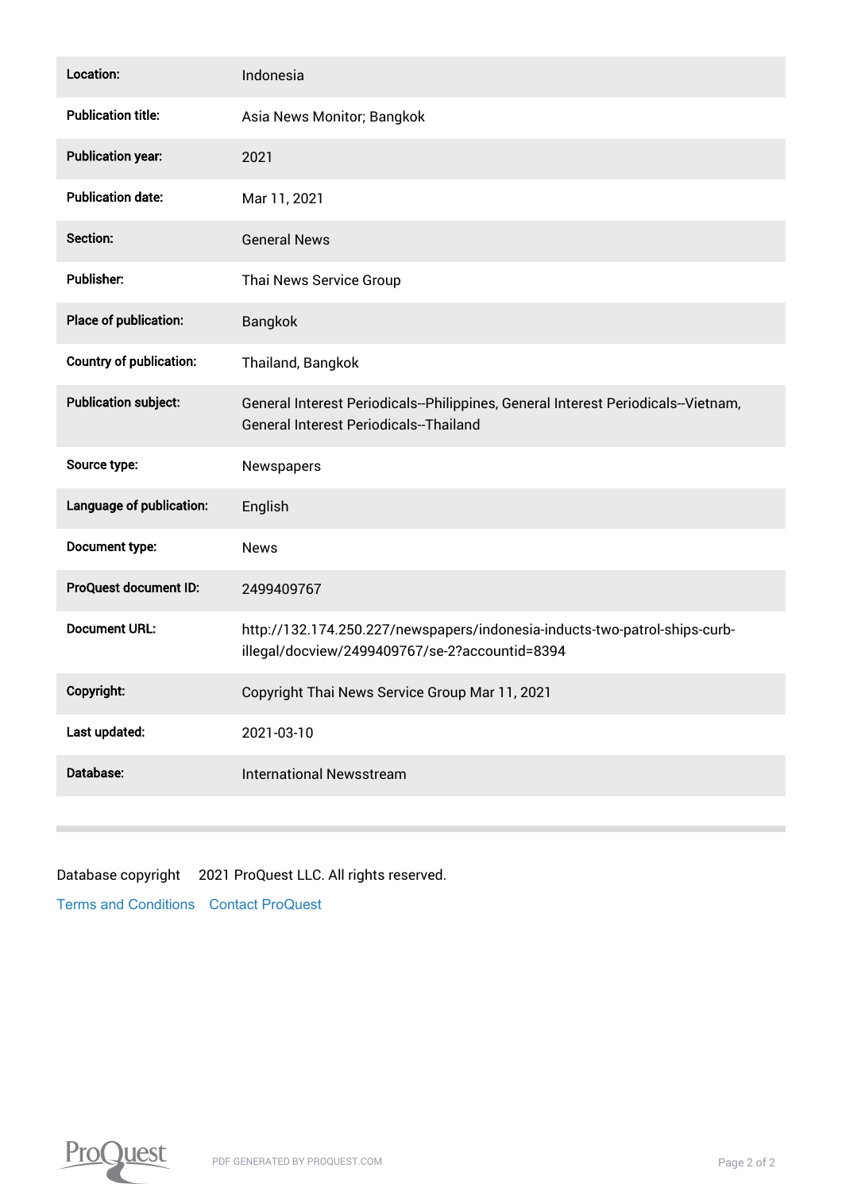| | |
|---|---|
| **Location:** | Indonesia |
| **Publication title:** | Asia News Monitor; Bangkok |
| **Publication year:** | 2021 |
| **Publication date:** | Mar 11, 2021 |
| **Section:** | General News |
| **Publisher:** | Thai News Service Group |
| **Place of publication:** | Bangkok |
| **Country of publication:** | Thailand, Bangkok |
| **Publication subject:** | General Interest Periodicals--Philippines, General Interest Periodicals--Vietnam, General Interest Periodicals--Thailand |
| **Source type:** | Newspapers |
| **Language of publication:** | English |
| **Document type:** | News |
| **ProQuest document ID:** | 2499409767 |
| **Document URL:** | http://132.174.250.227/newspapers/indonesia-inducts-two-patrol-ships-curb-illegal/docview/2499409767/se-2?accountid=8394 |
| **Copyright:** | Copyright Thai News Service Group Mar 11, 2021 |
| **Last updated:** | 2021-03-10 |
| **Database:** | International Newsstream |

Database copyright 2021 ProQuest LLC. All rights reserved.

Terms and Conditions Contact ProQuest